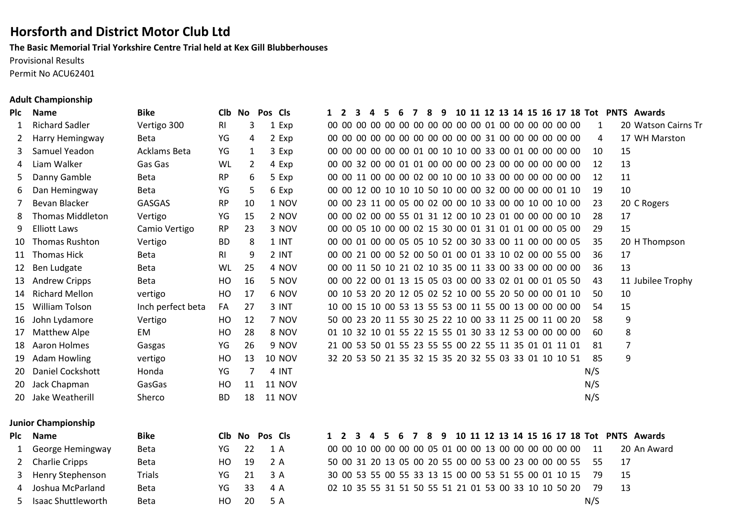# Horsforth and District Motor Club Ltd

**The Basic Memorial Trial Yorkshire Centre Trial held at Kex Gill Blubberhouses**

Provisional Results

Permit No ACU62401

**Adult Championship**

| Plc | Name | Bike | Clb | No | Pos | Cls | 1 | 2 | 3 | 4 | 5 | 6 | 7 | 8 | 9 | 10 | 11 | 12 | 13 | 14 | 15 | 16 | 17 | 18 | Tot | PNTS | Awards |
|---|---|---|---|---|---|---|---|---|---|---|---|---|---|---|---|---|---|---|---|---|---|---|---|---|---|---|---|
| 1 | Richard Sadler | Vertigo 300 | RI | 3 | 1 | Exp | 00 | 00 | 00 | 00 | 00 | 00 | 00 | 00 | 00 | 00 | 00 | 01 | 00 | 00 | 00 | 00 | 00 | 00 | 1 | 20 | Watson Cairns Tr |
| 2 | Harry Hemingway | Beta | YG | 4 | 2 | Exp | 00 | 00 | 00 | 00 | 00 | 00 | 00 | 00 | 00 | 00 | 00 | 31 | 00 | 00 | 00 | 00 | 00 | 00 | 4 | 17 | WH Marston |
| 3 | Samuel Yeadon | Acklams Beta | YG | 1 | 3 | Exp | 00 | 00 | 00 | 00 | 00 | 00 | 01 | 00 | 10 | 10 | 00 | 33 | 00 | 01 | 00 | 00 | 00 | 00 | 10 | 15 | |
| 4 | Liam Walker | Gas Gas | WL | 2 | 4 | Exp | 00 | 00 | 32 | 00 | 00 | 01 | 01 | 00 | 00 | 00 | 00 | 23 | 00 | 00 | 00 | 00 | 00 | 00 | 12 | 13 | |
| 5 | Danny Gamble | Beta | RP | 6 | 5 | Exp | 00 | 00 | 11 | 00 | 00 | 00 | 02 | 00 | 10 | 00 | 10 | 33 | 00 | 00 | 00 | 00 | 00 | 00 | 12 | 11 | |
| 6 | Dan Hemingway | Beta | YG | 5 | 6 | Exp | 00 | 00 | 12 | 00 | 10 | 10 | 10 | 50 | 10 | 00 | 00 | 32 | 00 | 00 | 00 | 00 | 01 | 10 | 19 | 10 | |
| 7 | Bevan Blacker | GASGAS | RP | 10 | 1 | NOV | 00 | 00 | 23 | 11 | 00 | 05 | 00 | 02 | 00 | 00 | 10 | 33 | 00 | 00 | 10 | 00 | 10 | 00 | 23 | 20 | C Rogers |
| 8 | Thomas Middleton | Vertigo | YG | 15 | 2 | NOV | 00 | 00 | 02 | 00 | 00 | 55 | 01 | 31 | 12 | 00 | 10 | 23 | 01 | 00 | 00 | 00 | 00 | 10 | 28 | 17 | |
| 9 | Elliott Laws | Camio Vertigo | RP | 23 | 3 | NOV | 00 | 00 | 05 | 10 | 00 | 00 | 02 | 15 | 30 | 00 | 01 | 31 | 01 | 01 | 00 | 00 | 05 | 00 | 29 | 15 | |
| 10 | Thomas Rushton | Vertigo | BD | 8 | 1 | INT | 00 | 00 | 01 | 00 | 00 | 05 | 05 | 10 | 52 | 00 | 30 | 33 | 00 | 11 | 00 | 00 | 00 | 05 | 35 | 20 | H Thompson |
| 11 | Thomas Hick | Beta | RI | 9 | 2 | INT | 00 | 00 | 21 | 00 | 00 | 52 | 00 | 50 | 01 | 00 | 01 | 33 | 10 | 02 | 00 | 00 | 55 | 00 | 36 | 17 | |
| 12 | Ben Ludgate | Beta | WL | 25 | 4 | NOV | 00 | 00 | 11 | 50 | 10 | 21 | 02 | 10 | 35 | 00 | 11 | 33 | 00 | 33 | 00 | 00 | 00 | 00 | 36 | 13 | |
| 13 | Andrew Cripps | Beta | HO | 16 | 5 | NOV | 00 | 00 | 22 | 00 | 01 | 13 | 15 | 05 | 03 | 00 | 00 | 33 | 02 | 01 | 00 | 01 | 05 | 50 | 43 | 11 | Jubilee Trophy |
| 14 | Richard Mellon | vertigo | HO | 17 | 6 | NOV | 00 | 10 | 53 | 20 | 20 | 12 | 05 | 02 | 52 | 10 | 00 | 55 | 20 | 50 | 00 | 00 | 01 | 10 | 50 | 10 | |
| 15 | William Tolson | Inch perfect beta | FA | 27 | 3 | INT | 10 | 00 | 15 | 10 | 00 | 53 | 13 | 55 | 53 | 00 | 11 | 55 | 00 | 13 | 00 | 00 | 00 | 00 | 54 | 15 | |
| 16 | John Lydamore | Vertigo | HO | 12 | 7 | NOV | 50 | 00 | 23 | 20 | 11 | 55 | 30 | 25 | 22 | 10 | 00 | 33 | 11 | 25 | 00 | 11 | 00 | 20 | 58 | 9 | |
| 17 | Matthew Alpe | EM | HO | 28 | 8 | NOV | 01 | 10 | 32 | 10 | 01 | 55 | 22 | 15 | 55 | 01 | 30 | 33 | 12 | 53 | 00 | 00 | 00 | 00 | 60 | 8 | |
| 18 | Aaron Holmes | Gasgas | YG | 26 | 9 | NOV | 21 | 00 | 53 | 50 | 01 | 55 | 23 | 55 | 55 | 00 | 22 | 55 | 11 | 35 | 01 | 01 | 11 | 01 | 81 | 7 | |
| 19 | Adam Howling | vertigo | HO | 13 | 10 | NOV | 32 | 20 | 53 | 50 | 21 | 35 | 32 | 15 | 35 | 20 | 32 | 55 | 03 | 33 | 01 | 10 | 10 | 51 | 85 | 9 | |
| 20 | Daniel Cockshott | Honda | YG | 7 | 4 | INT | | | | | | | | | | | | | | | | | | | N/S | | |
| 20 | Jack Chapman | GasGas | HO | 11 | 11 | NOV | | | | | | | | | | | | | | | | | | | N/S | | |
| 20 | Jake Weatherill | Sherco | BD | 18 | 11 | NOV | | | | | | | | | | | | | | | | | | | N/S | | |

**Junior Championship**

| Plc | Name | Bike | Clb | No | Pos | Cls | 1 | 2 | 3 | 4 | 5 | 6 | 7 | 8 | 9 | 10 | 11 | 12 | 13 | 14 | 15 | 16 | 17 | 18 | Tot | PNTS | Awards |
|---|---|---|---|---|---|---|---|---|---|---|---|---|---|---|---|---|---|---|---|---|---|---|---|---|---|---|---|
| 1 | George Hemingway | Beta | YG | 22 | 1 | A | 00 | 00 | 10 | 00 | 00 | 00 | 00 | 05 | 01 | 00 | 00 | 13 | 00 | 00 | 00 | 00 | 00 | 00 | 11 | 20 | An Award |
| 2 | Charlie Cripps | Beta | HO | 19 | 2 | A | 50 | 00 | 31 | 20 | 13 | 05 | 00 | 20 | 55 | 00 | 00 | 53 | 00 | 23 | 00 | 00 | 00 | 55 | 55 | 17 | |
| 3 | Henry Stephenson | Trials | YG | 21 | 3 | A | 30 | 00 | 53 | 55 | 00 | 55 | 33 | 13 | 15 | 00 | 00 | 53 | 51 | 55 | 00 | 01 | 10 | 15 | 79 | 15 | |
| 4 | Joshua McParland | Beta | YG | 33 | 4 | A | 02 | 10 | 35 | 55 | 31 | 51 | 50 | 55 | 51 | 21 | 01 | 53 | 00 | 33 | 10 | 10 | 50 | 20 | 79 | 13 | |
| 5 | Isaac Shuttleworth | Beta | HO | 20 | 5 | A | | | | | | | | | | | | | | | | | | | N/S | | |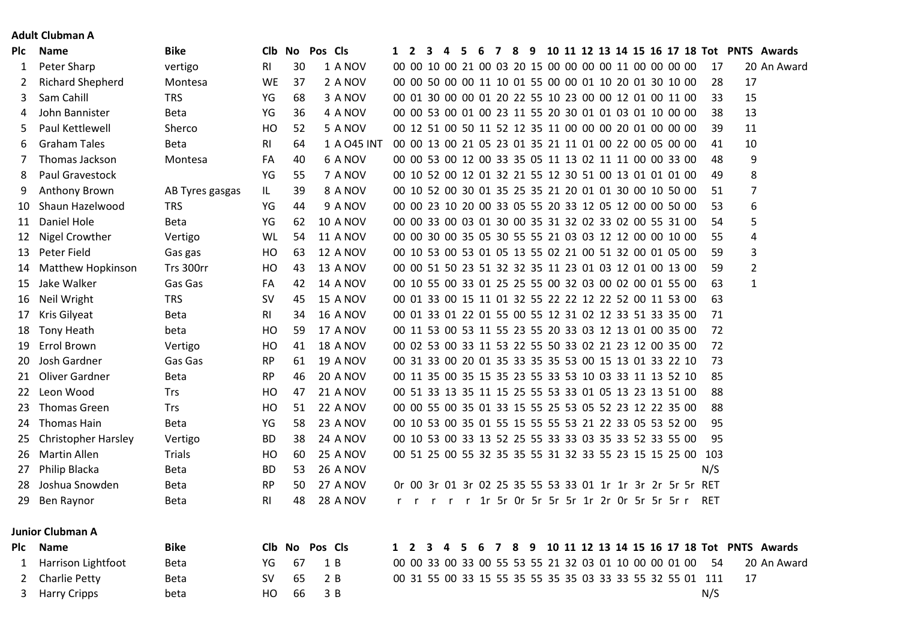**Adult Clubman A**

| Plc | Name | Bike | Clb | No | Pos | Cls | 1 | 2 | 3 | 4 | 5 | 6 | 7 | 8 | 9 | 10 | 11 | 12 | 13 | 14 | 15 | 16 | 17 | 18 | Tot | PNTS | Awards |
|---|---|---|---|---|---|---|---|---|---|---|---|---|---|---|---|---|---|---|---|---|---|---|---|---|---|---|---|
| 1 | Peter Sharp | vertigo | RI | 30 | 1 | A NOV | 00 | 00 | 10 | 00 | 21 | 00 | 03 | 20 | 15 | 00 | 00 | 00 | 00 | 11 | 00 | 00 | 00 | 00 | 17 | 20 | An Award |
| 2 | Richard Shepherd | Montesa | WE | 37 | 2 | A NOV | 00 | 00 | 50 | 00 | 00 | 11 | 10 | 01 | 55 | 00 | 00 | 01 | 10 | 20 | 01 | 30 | 10 | 00 | 28 | 17 | |
| 3 | Sam Cahill | TRS | YG | 68 | 3 | A NOV | 00 | 01 | 30 | 00 | 00 | 01 | 20 | 22 | 55 | 10 | 23 | 00 | 00 | 12 | 01 | 00 | 11 | 00 | 33 | 15 | |
| 4 | John Bannister | Beta | YG | 36 | 4 | A NOV | 00 | 00 | 53 | 00 | 01 | 00 | 23 | 11 | 55 | 20 | 30 | 01 | 01 | 03 | 01 | 10 | 00 | 00 | 38 | 13 | |
| 5 | Paul Kettlewell | Sherco | HO | 52 | 5 | A NOV | 00 | 12 | 51 | 00 | 50 | 11 | 52 | 12 | 35 | 11 | 00 | 00 | 00 | 20 | 01 | 00 | 00 | 00 | 39 | 11 | |
| 6 | Graham Tales | Beta | RI | 64 | 1 | A O45 INT | 00 | 00 | 13 | 00 | 21 | 05 | 23 | 01 | 35 | 21 | 11 | 01 | 00 | 22 | 00 | 05 | 00 | 00 | 41 | 10 | |
| 7 | Thomas Jackson | Montesa | FA | 40 | 6 | A NOV | 00 | 00 | 53 | 00 | 12 | 00 | 33 | 35 | 05 | 11 | 13 | 02 | 11 | 11 | 00 | 00 | 33 | 00 | 48 | 9 | |
| 8 | Paul Gravestock | | YG | 55 | 7 | A NOV | 00 | 10 | 52 | 00 | 12 | 01 | 32 | 21 | 55 | 12 | 30 | 51 | 00 | 13 | 01 | 01 | 01 | 00 | 49 | 8 | |
| 9 | Anthony Brown | AB Tyres gasgas | IL | 39 | 8 | A NOV | 00 | 10 | 52 | 00 | 30 | 01 | 35 | 25 | 35 | 21 | 20 | 01 | 01 | 30 | 00 | 10 | 50 | 00 | 51 | 7 | |
| 10 | Shaun Hazelwood | TRS | YG | 44 | 9 | A NOV | 00 | 00 | 23 | 10 | 20 | 00 | 33 | 05 | 55 | 20 | 33 | 12 | 05 | 12 | 00 | 00 | 50 | 00 | 53 | 6 | |
| 11 | Daniel Hole | Beta | YG | 62 | 10 | A NOV | 00 | 00 | 33 | 00 | 03 | 01 | 30 | 00 | 35 | 31 | 32 | 02 | 33 | 02 | 00 | 55 | 31 | 00 | 54 | 5 | |
| 12 | Nigel Crowther | Vertigo | WL | 54 | 11 | A NOV | 00 | 00 | 30 | 00 | 35 | 05 | 30 | 55 | 55 | 21 | 03 | 03 | 12 | 12 | 00 | 00 | 10 | 00 | 55 | 4 | |
| 13 | Peter Field | Gas gas | HO | 63 | 12 | A NOV | 00 | 10 | 53 | 00 | 53 | 01 | 05 | 13 | 55 | 02 | 21 | 00 | 51 | 32 | 00 | 01 | 05 | 00 | 59 | 3 | |
| 14 | Matthew Hopkinson | Trs 300rr | HO | 43 | 13 | A NOV | 00 | 00 | 51 | 50 | 23 | 51 | 32 | 32 | 35 | 11 | 23 | 01 | 03 | 12 | 01 | 00 | 13 | 00 | 59 | 2 | |
| 15 | Jake Walker | Gas Gas | FA | 42 | 14 | A NOV | 00 | 10 | 55 | 00 | 33 | 01 | 25 | 25 | 55 | 00 | 32 | 03 | 00 | 02 | 00 | 01 | 55 | 00 | 63 | 1 | |
| 16 | Neil Wright | TRS | SV | 45 | 15 | A NOV | 00 | 01 | 33 | 00 | 15 | 11 | 01 | 32 | 55 | 22 | 22 | 12 | 22 | 52 | 00 | 11 | 53 | 00 | 63 | | |
| 17 | Kris Gilyeat | Beta | RI | 34 | 16 | A NOV | 00 | 01 | 33 | 01 | 22 | 01 | 55 | 00 | 55 | 12 | 31 | 02 | 12 | 33 | 51 | 33 | 35 | 00 | 71 | | |
| 18 | Tony Heath | beta | HO | 59 | 17 | A NOV | 00 | 11 | 53 | 00 | 53 | 11 | 55 | 23 | 55 | 20 | 33 | 03 | 12 | 13 | 01 | 00 | 35 | 00 | 72 | | |
| 19 | Errol Brown | Vertigo | HO | 41 | 18 | A NOV | 00 | 02 | 53 | 00 | 33 | 11 | 53 | 22 | 55 | 50 | 33 | 02 | 21 | 23 | 12 | 00 | 35 | 00 | 72 | | |
| 20 | Josh Gardner | Gas Gas | RP | 61 | 19 | A NOV | 00 | 31 | 33 | 00 | 20 | 01 | 35 | 33 | 35 | 35 | 53 | 00 | 15 | 13 | 01 | 33 | 22 | 10 | 73 | | |
| 21 | Oliver Gardner | Beta | RP | 46 | 20 | A NOV | 00 | 11 | 35 | 00 | 35 | 15 | 35 | 23 | 55 | 33 | 53 | 10 | 03 | 33 | 11 | 13 | 52 | 10 | 85 | | |
| 22 | Leon Wood | Trs | HO | 47 | 21 | A NOV | 00 | 51 | 33 | 13 | 35 | 11 | 15 | 25 | 55 | 53 | 33 | 01 | 05 | 13 | 23 | 13 | 51 | 00 | 88 | | |
| 23 | Thomas Green | Trs | HO | 51 | 22 | A NOV | 00 | 00 | 55 | 00 | 35 | 01 | 33 | 15 | 55 | 25 | 53 | 05 | 52 | 23 | 12 | 22 | 35 | 00 | 88 | | |
| 24 | Thomas Hain | Beta | YG | 58 | 23 | A NOV | 00 | 10 | 53 | 00 | 35 | 01 | 55 | 15 | 55 | 55 | 53 | 21 | 22 | 33 | 05 | 53 | 52 | 00 | 95 | | |
| 25 | Christopher Harsley | Vertigo | BD | 38 | 24 | A NOV | 00 | 10 | 53 | 00 | 33 | 13 | 52 | 25 | 55 | 33 | 33 | 03 | 35 | 33 | 52 | 33 | 55 | 00 | 95 | | |
| 26 | Martin Allen | Trials | HO | 60 | 25 | A NOV | 00 | 51 | 25 | 00 | 55 | 32 | 35 | 35 | 55 | 31 | 32 | 33 | 55 | 23 | 15 | 15 | 25 | 00 | 103 | | |
| 27 | Philip Blacka | Beta | BD | 53 | 26 | A NOV | | | | | | | | | | | | | | | | | | | N/S | | |
| 28 | Joshua Snowden | Beta | RP | 50 | 27 | A NOV | 0r | 00 | 3r | 01 | 3r | 02 | 25 | 35 | 55 | 53 | 33 | 01 | 1r | 1r | 3r | 2r | 5r | 5r | RET | | |
| 29 | Ben Raynor | Beta | RI | 48 | 28 | A NOV | r | r | r | r | r | 1r | 5r | 0r | 5r | 5r | 5r | 1r | 2r | 0r | 5r | 5r | 5r | r | RET | | |

**Junior Clubman A**

| Plc | Name | Bike | Clb | No | Pos | Cls | 1 | 2 | 3 | 4 | 5 | 6 | 7 | 8 | 9 | 10 | 11 | 12 | 13 | 14 | 15 | 16 | 17 | 18 | Tot | PNTS | Awards |
|---|---|---|---|---|---|---|---|---|---|---|---|---|---|---|---|---|---|---|---|---|---|---|---|---|---|---|---|
| 1 | Harrison Lightfoot | Beta | YG | 67 | 1 | B | 00 | 00 | 33 | 00 | 33 | 00 | 55 | 53 | 55 | 21 | 32 | 03 | 01 | 10 | 00 | 00 | 01 | 00 | 54 | 20 | An Award |
| 2 | Charlie Petty | Beta | SV | 65 | 2 | B | 00 | 31 | 55 | 00 | 33 | 15 | 55 | 35 | 55 | 35 | 35 | 03 | 33 | 33 | 55 | 32 | 55 | 01 | 111 | 17 | |
| 3 | Harry Cripps | beta | HO | 66 | 3 | B | | | | | | | | | | | | | | | | | | | N/S | | |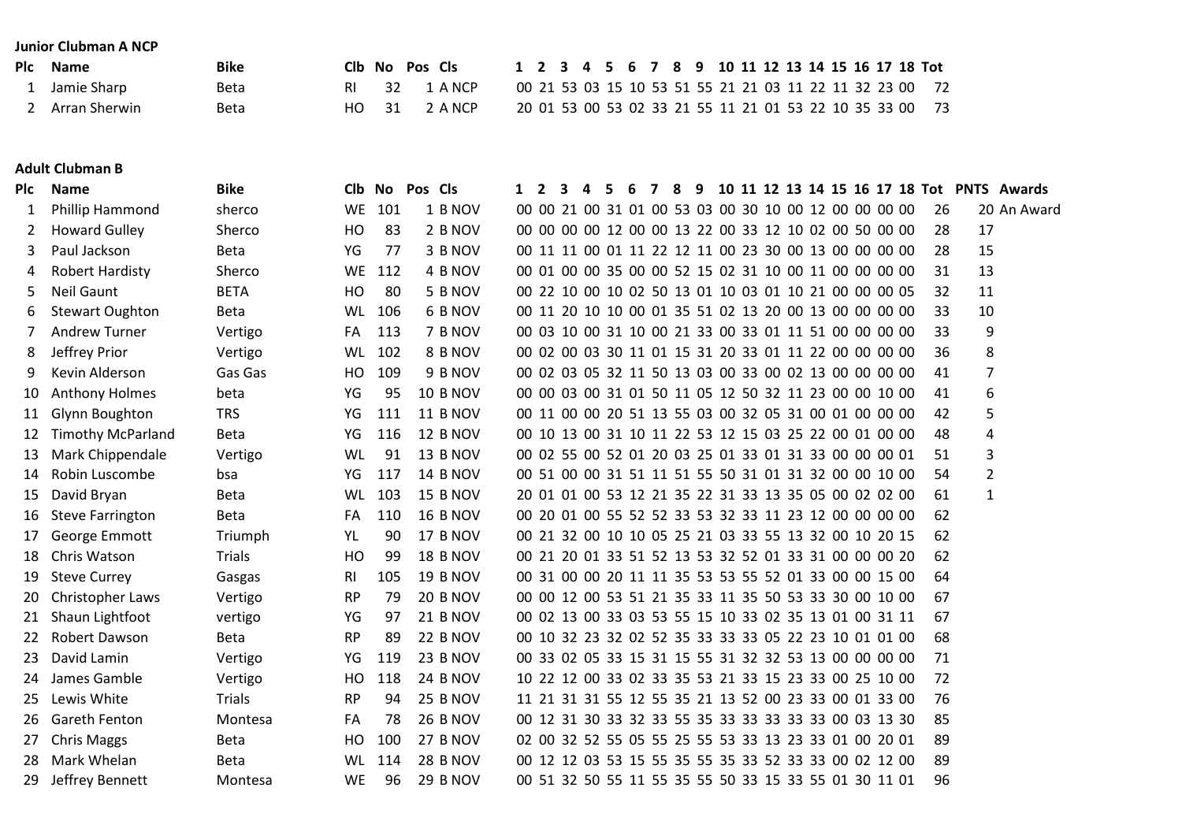**Junior Clubman A NCP**

| Plc | Name | Bike | Clb | No | Pos | Cls | 1 | 2 | 3 | 4 | 5 | 6 | 7 | 8 | 9 | 10 | 11 | 12 | 13 | 14 | 15 | 16 | 17 | 18 | Tot |
|---|---|---|---|---|---|---|---|---|---|---|---|---|---|---|---|---|---|---|---|---|---|---|---|---|---|
| 1 | Jamie Sharp | Beta | RI | 32 | 1 | A NCP | 00 | 21 | 53 | 03 | 15 | 10 | 53 | 51 | 55 | 21 | 21 | 03 | 11 | 22 | 11 | 32 | 23 | 00 | 72 |
| 2 | Arran Sherwin | Beta | HO | 31 | 2 | A NCP | 20 | 01 | 53 | 00 | 53 | 02 | 33 | 21 | 55 | 11 | 21 | 01 | 53 | 22 | 10 | 35 | 33 | 00 | 73 |

**Adult Clubman B**

| Plc | Name | Bike | Clb | No | Pos | Cls | 1 | 2 | 3 | 4 | 5 | 6 | 7 | 8 | 9 | 10 | 11 | 12 | 13 | 14 | 15 | 16 | 17 | 18 | Tot | PNTS | Awards |
|---|---|---|---|---|---|---|---|---|---|---|---|---|---|---|---|---|---|---|---|---|---|---|---|---|---|---|---|
| 1 | Phillip Hammond | sherco | WE | 101 | 1 | B NOV | 00 | 00 | 21 | 00 | 31 | 01 | 00 | 53 | 03 | 00 | 30 | 10 | 00 | 12 | 00 | 00 | 00 | 00 | 26 | 20 | An Award |
| 2 | Howard Gulley | Sherco | HO | 83 | 2 | B NOV | 00 | 00 | 00 | 00 | 12 | 00 | 00 | 13 | 22 | 00 | 33 | 12 | 10 | 02 | 00 | 50 | 00 | 00 | 28 | 17 | |
| 3 | Paul Jackson | Beta | YG | 77 | 3 | B NOV | 00 | 11 | 11 | 00 | 01 | 11 | 22 | 12 | 11 | 00 | 23 | 30 | 00 | 13 | 00 | 00 | 00 | 00 | 28 | 15 | |
| 4 | Robert Hardisty | Sherco | WE | 112 | 4 | B NOV | 00 | 01 | 00 | 00 | 35 | 00 | 00 | 52 | 15 | 02 | 31 | 10 | 00 | 11 | 00 | 00 | 00 | 00 | 31 | 13 | |
| 5 | Neil Gaunt | BETA | HO | 80 | 5 | B NOV | 00 | 22 | 10 | 00 | 10 | 02 | 50 | 13 | 01 | 10 | 03 | 01 | 10 | 21 | 00 | 00 | 00 | 05 | 32 | 11 | |
| 6 | Stewart Oughton | Beta | WL | 106 | 6 | B NOV | 00 | 11 | 20 | 10 | 10 | 00 | 01 | 35 | 51 | 02 | 13 | 20 | 00 | 13 | 00 | 00 | 00 | 00 | 33 | 10 | |
| 7 | Andrew Turner | Vertigo | FA | 113 | 7 | B NOV | 00 | 03 | 10 | 00 | 31 | 10 | 00 | 21 | 33 | 00 | 33 | 01 | 11 | 51 | 00 | 00 | 00 | 00 | 33 | 9 | |
| 8 | Jeffrey Prior | Vertigo | WL | 102 | 8 | B NOV | 00 | 02 | 00 | 03 | 30 | 11 | 01 | 15 | 31 | 20 | 33 | 01 | 11 | 22 | 00 | 00 | 00 | 00 | 36 | 8 | |
| 9 | Kevin Alderson | Gas Gas | HO | 109 | 9 | B NOV | 00 | 02 | 03 | 05 | 32 | 11 | 50 | 13 | 03 | 00 | 33 | 00 | 02 | 13 | 00 | 00 | 00 | 00 | 41 | 7 | |
| 10 | Anthony Holmes | beta | YG | 95 | 10 | B NOV | 00 | 00 | 03 | 00 | 31 | 01 | 50 | 11 | 05 | 12 | 50 | 32 | 11 | 23 | 00 | 00 | 10 | 00 | 41 | 6 | |
| 11 | Glynn Boughton | TRS | YG | 111 | 11 | B NOV | 00 | 11 | 00 | 00 | 20 | 51 | 13 | 55 | 03 | 00 | 32 | 05 | 31 | 00 | 01 | 00 | 00 | 00 | 42 | 5 | |
| 12 | Timothy McParland | Beta | YG | 116 | 12 | B NOV | 00 | 10 | 13 | 00 | 31 | 10 | 11 | 22 | 53 | 12 | 15 | 03 | 25 | 22 | 00 | 01 | 00 | 00 | 48 | 4 | |
| 13 | Mark Chippendale | Vertigo | WL | 91 | 13 | B NOV | 00 | 02 | 55 | 00 | 52 | 01 | 20 | 03 | 25 | 01 | 33 | 01 | 31 | 33 | 00 | 00 | 00 | 01 | 51 | 3 | |
| 14 | Robin Luscombe | bsa | YG | 117 | 14 | B NOV | 00 | 51 | 00 | 00 | 31 | 51 | 11 | 51 | 55 | 50 | 31 | 01 | 31 | 32 | 00 | 00 | 10 | 00 | 54 | 2 | |
| 15 | David Bryan | Beta | WL | 103 | 15 | B NOV | 20 | 01 | 01 | 00 | 53 | 12 | 21 | 35 | 22 | 31 | 33 | 13 | 35 | 05 | 00 | 02 | 02 | 00 | 61 | 1 | |
| 16 | Steve Farrington | Beta | FA | 110 | 16 | B NOV | 00 | 20 | 01 | 00 | 55 | 52 | 52 | 33 | 53 | 32 | 33 | 11 | 23 | 12 | 00 | 00 | 00 | 00 | 62 | | |
| 17 | George Emmott | Triumph | YL | 90 | 17 | B NOV | 00 | 21 | 32 | 00 | 10 | 10 | 05 | 25 | 21 | 03 | 33 | 55 | 13 | 32 | 00 | 10 | 20 | 15 | 62 | | |
| 18 | Chris Watson | Trials | HO | 99 | 18 | B NOV | 00 | 21 | 20 | 01 | 33 | 51 | 52 | 13 | 53 | 32 | 52 | 01 | 33 | 31 | 00 | 00 | 00 | 20 | 62 | | |
| 19 | Steve Currey | Gasgas | RI | 105 | 19 | B NOV | 00 | 31 | 00 | 00 | 20 | 11 | 11 | 35 | 53 | 53 | 55 | 52 | 01 | 33 | 00 | 00 | 15 | 00 | 64 | | |
| 20 | Christopher Laws | Vertigo | RP | 79 | 20 | B NOV | 00 | 00 | 12 | 00 | 53 | 51 | 21 | 35 | 33 | 11 | 35 | 50 | 53 | 33 | 30 | 00 | 10 | 00 | 67 | | |
| 21 | Shaun Lightfoot | vertigo | YG | 97 | 21 | B NOV | 00 | 02 | 13 | 00 | 33 | 03 | 53 | 55 | 15 | 10 | 33 | 02 | 35 | 13 | 01 | 00 | 31 | 11 | 67 | | |
| 22 | Robert Dawson | Beta | RP | 89 | 22 | B NOV | 00 | 10 | 32 | 23 | 32 | 02 | 52 | 35 | 33 | 33 | 33 | 05 | 22 | 23 | 10 | 01 | 01 | 00 | 68 | | |
| 23 | David Lamin | Vertigo | YG | 119 | 23 | B NOV | 00 | 33 | 02 | 05 | 33 | 15 | 31 | 15 | 55 | 31 | 32 | 32 | 53 | 13 | 00 | 00 | 00 | 00 | 71 | | |
| 24 | James Gamble | Vertigo | HO | 118 | 24 | B NOV | 10 | 22 | 12 | 00 | 33 | 02 | 33 | 35 | 53 | 21 | 33 | 15 | 23 | 33 | 00 | 25 | 10 | 00 | 72 | | |
| 25 | Lewis White | Trials | RP | 94 | 25 | B NOV | 11 | 21 | 31 | 31 | 55 | 12 | 55 | 35 | 21 | 13 | 52 | 00 | 23 | 33 | 00 | 01 | 33 | 00 | 76 | | |
| 26 | Gareth Fenton | Montesa | FA | 78 | 26 | B NOV | 00 | 12 | 31 | 30 | 33 | 32 | 33 | 55 | 35 | 33 | 33 | 33 | 33 | 33 | 00 | 03 | 13 | 30 | 85 | | |
| 27 | Chris Maggs | Beta | HO | 100 | 27 | B NOV | 02 | 00 | 32 | 52 | 55 | 05 | 55 | 25 | 55 | 53 | 33 | 13 | 23 | 33 | 01 | 00 | 20 | 01 | 89 | | |
| 28 | Mark Whelan | Beta | WL | 114 | 28 | B NOV | 00 | 12 | 12 | 03 | 53 | 15 | 55 | 35 | 55 | 35 | 33 | 52 | 33 | 33 | 00 | 02 | 12 | 00 | 89 | | |
| 29 | Jeffrey Bennett | Montesa | WE | 96 | 29 | B NOV | 00 | 51 | 32 | 50 | 55 | 11 | 55 | 35 | 55 | 50 | 33 | 15 | 33 | 55 | 01 | 30 | 11 | 01 | 96 | | |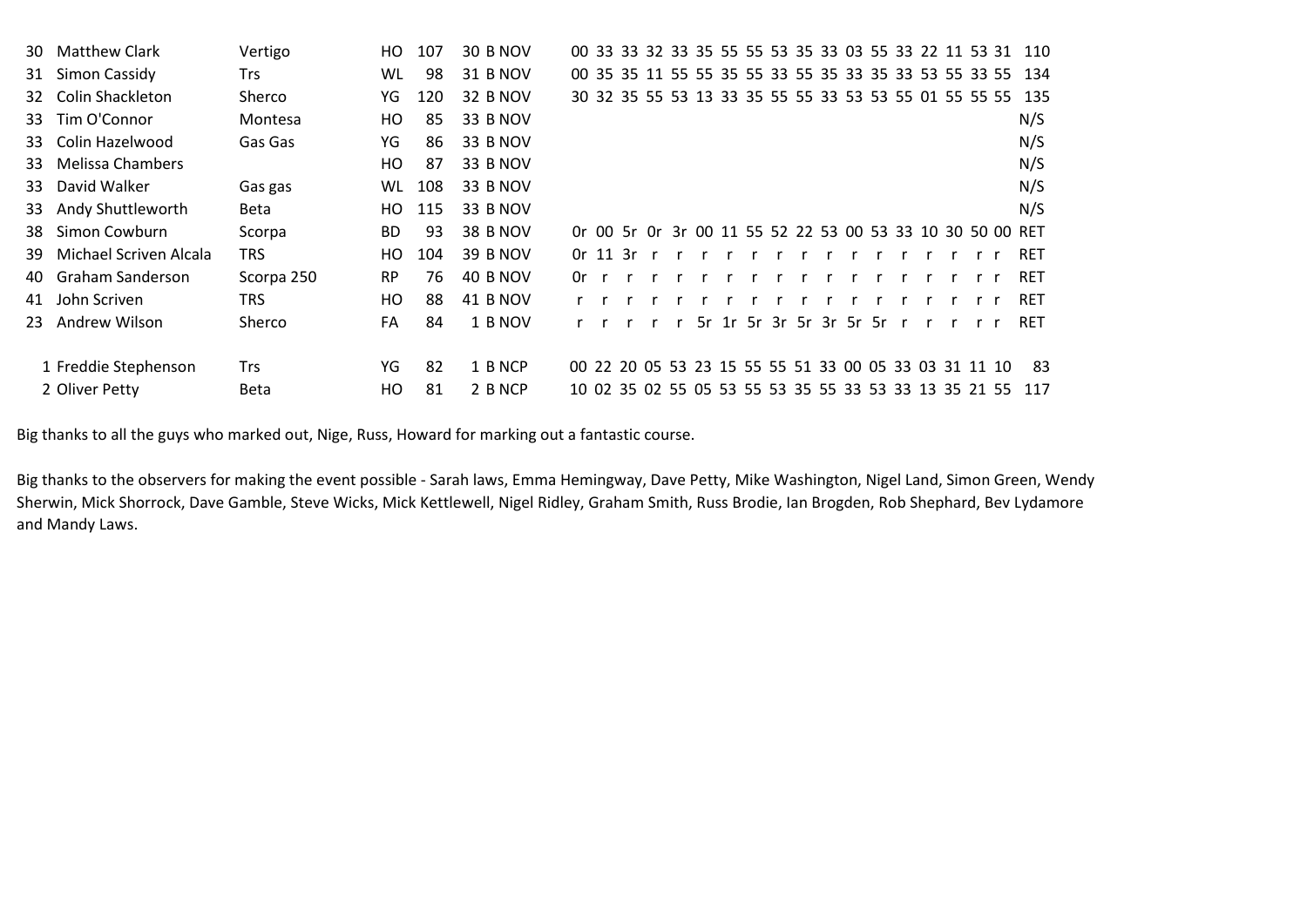| | | | | | | | | | | | | | | | | | | | | | | | | | | |
|---|---|---|---|---|---|---|---|---|---|---|---|---|---|---|---|---|---|---|---|---|---|---|---|---|---|---|
| 30 | Matthew Clark | Vertigo | HO | 107 | 30 B NOV | 00 | 33 | 33 | 32 | 33 | 35 | 55 | 55 | 53 | 35 | 33 | 03 | 55 | 33 | 22 | 11 | 53 | 31 | 110 |
| 31 | Simon Cassidy | Trs | WL | 98 | 31 B NOV | 00 | 35 | 35 | 11 | 55 | 55 | 35 | 55 | 33 | 55 | 35 | 33 | 35 | 33 | 53 | 55 | 33 | 55 | 134 |
| 32 | Colin Shackleton | Sherco | YG | 120 | 32 B NOV | 30 | 32 | 35 | 55 | 53 | 13 | 33 | 35 | 55 | 55 | 33 | 53 | 53 | 55 | 01 | 55 | 55 | 55 | 135 |
| 33 | Tim O'Connor | Montesa | HO | 85 | 33 B NOV | | | | | | | | | | | | | | | | | | | N/S |
| 33 | Colin Hazelwood | Gas Gas | YG | 86 | 33 B NOV | | | | | | | | | | | | | | | | | | | N/S |
| 33 | Melissa Chambers | | HO | 87 | 33 B NOV | | | | | | | | | | | | | | | | | | | N/S |
| 33 | David Walker | Gas gas | WL | 108 | 33 B NOV | | | | | | | | | | | | | | | | | | | N/S |
| 33 | Andy Shuttleworth | Beta | HO | 115 | 33 B NOV | | | | | | | | | | | | | | | | | | | N/S |
| 38 | Simon Cowburn | Scorpa | BD | 93 | 38 B NOV | 0r | 00 | 5r | 0r | 3r | 00 | 11 | 55 | 52 | 22 | 53 | 00 | 53 | 33 | 10 | 30 | 50 | 00 | RET |
| 39 | Michael Scriven Alcala | TRS | HO | 104 | 39 B NOV | 0r | 11 | 3r | r | r | r | r | r | r | r | r | r | r | r | r | r | r | r | RET |
| 40 | Graham Sanderson | Scorpa 250 | RP | 76 | 40 B NOV | 0r | r | r | r | r | r | r | r | r | r | r | r | r | r | r | r | r | r | RET |
| 41 | John Scriven | TRS | HO | 88 | 41 B NOV | r | r | r | r | r | r | r | r | r | r | r | r | r | r | r | r | r | r | RET |
| 23 | Andrew Wilson | Sherco | FA | 84 | 1 B NOV | r | r | r | r | r | 5r | 1r | 5r | 3r | 5r | 3r | 5r | 5r | r | r | r | r | r | RET |
| | | | | | | | | | | | | | | | | | | | | | | | | |
| 1 | Freddie Stephenson | Trs | YG | 82 | 1 B NCP | 00 | 22 | 20 | 05 | 53 | 23 | 15 | 55 | 55 | 51 | 33 | 00 | 05 | 33 | 03 | 31 | 11 | 10 | 83 |
| 2 | Oliver Petty | Beta | HO | 81 | 2 B NCP | 10 | 02 | 35 | 02 | 55 | 05 | 53 | 55 | 53 | 35 | 55 | 33 | 53 | 33 | 13 | 35 | 21 | 55 | 117 |

Big thanks to all the guys who marked out, Nige, Russ, Howard for marking out a fantastic course.

Big thanks to the observers for making the event possible - Sarah laws, Emma Hemingway, Dave Petty, Mike Washington, Nigel Land, Simon Green, Wendy Sherwin, Mick Shorrock, Dave Gamble, Steve Wicks, Mick Kettlewell, Nigel Ridley, Graham Smith, Russ Brodie, Ian Brogden, Rob Shephard, Bev Lydamore and Mandy Laws.